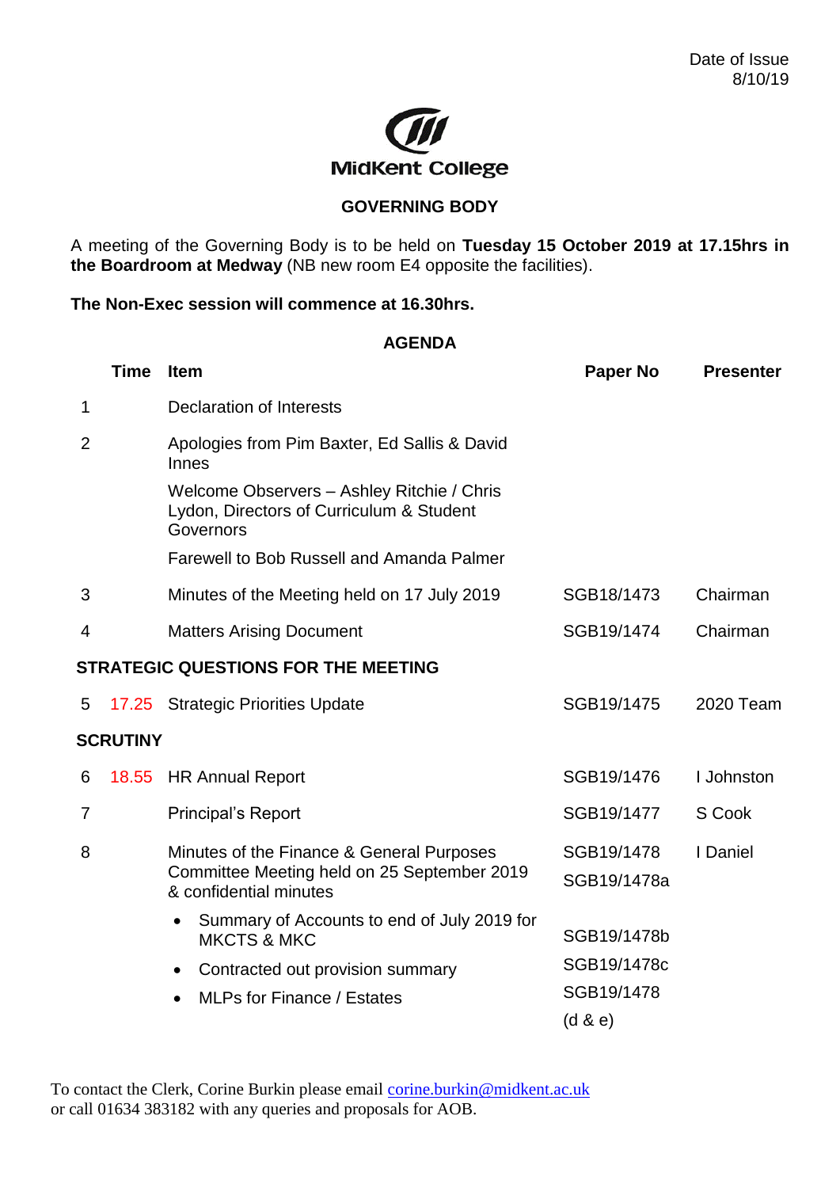Date of Issue
8/10/19

MidKent College

## GOVERNING BODY

A meeting of the Governing Body is to be held on **Tuesday 15 October 2019 at 17.15hrs in the Boardroom at Medway** (NB new room E4 opposite the facilities).

**The Non-Exec session will commence at 16.30hrs.**

### AGENDA

| | Time | Item | Paper No | Presenter |
|---|---|---|---|---|
| 1 | | Declaration of Interests | | |
| 2 | | Apologies from Pim Baxter, Ed Sallis & David Innes<br>Welcome Observers – Ashley Ritchie / Chris Lydon, Directors of Curriculum & Student Governors<br>Farewell to Bob Russell and Amanda Palmer | | |
| 3 | | Minutes of the Meeting held on 17 July 2019 | SGB18/1473 | Chairman |
| 4 | | Matters Arising Document | SGB19/1474 | Chairman |
| **STRATEGIC QUESTIONS FOR THE MEETING** | | | | |
| 5 | 17.25 | Strategic Priorities Update | SGB19/1475 | 2020 Team |
| **SCRUTINY** | | | | |
| 6 | 18.55 | HR Annual Report | SGB19/1476 | I Johnston |
| 7 | | Principal's Report | SGB19/1477 | S Cook |
| 8 | | Minutes of the Finance & General Purposes Committee Meeting held on 25 September 2019 & confidential minutes | SGB19/1478<br>SGB19/1478a | I Daniel |
| | | • Summary of Accounts to end of July 2019 for MKCTS & MKC | SGB19/1478b | |
| | | • Contracted out provision summary | SGB19/1478c | |
| | | • MLPs for Finance / Estates | SGB19/1478 (d & e) | |

To contact the Clerk, Corine Burkin please email corine.burkin@midkent.ac.uk or call 01634 383182 with any queries and proposals for AOB.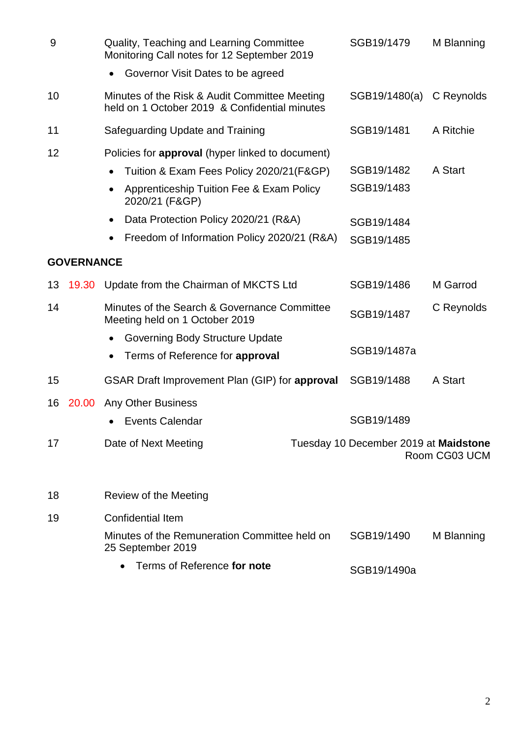| | | | | |
|---|---|---|---|---|
| 9 | | Quality, Teaching and Learning Committee Monitoring Call notes for 12 September 2019 | SGB19/1479 | M Blanning |
| | | • Governor Visit Dates to be agreed | | |
| 10 | | Minutes of the Risk & Audit Committee Meeting held on 1 October 2019 & Confidential minutes | SGB19/1480(a) | C Reynolds |
| 11 | | Safeguarding Update and Training | SGB19/1481 | A Ritchie |
| 12 | | Policies for **approval** (hyper linked to document) | | |
| | | • Tuition & Exam Fees Policy 2020/21(F&GP) | SGB19/1482 | A Start |
| | | • Apprenticeship Tuition Fee & Exam Policy 2020/21 (F&GP) | SGB19/1483 | |
| | | • Data Protection Policy 2020/21 (R&A) | SGB19/1484 | |
| | | • Freedom of Information Policy 2020/21 (R&A) | SGB19/1485 | |
| **GOVERNANCE** | | | | |
| 13 | 19.30 | Update from the Chairman of MKCTS Ltd | SGB19/1486 | M Garrod |
| 14 | | Minutes of the Search & Governance Committee Meeting held on 1 October 2019 | SGB19/1487 | C Reynolds |
| | | • Governing Body Structure Update | | |
| | | • Terms of Reference for **approval** | SGB19/1487a | |
| 15 | | GSAR Draft Improvement Plan (GIP) for **approval** | SGB19/1488 | A Start |
| 16 | 20.00 | Any Other Business | | |
| | | • Events Calendar | SGB19/1489 | |
| 17 | | Date of Next Meeting | Tuesday 10 December 2019 at **Maidstone** Room CG03 UCM | |
| 18 | | Review of the Meeting | | |
| 19 | | Confidential Item | | |
| | | Minutes of the Remuneration Committee held on 25 September 2019 | SGB19/1490 | M Blanning |
| | | • Terms of Reference **for note** | SGB19/1490a | |